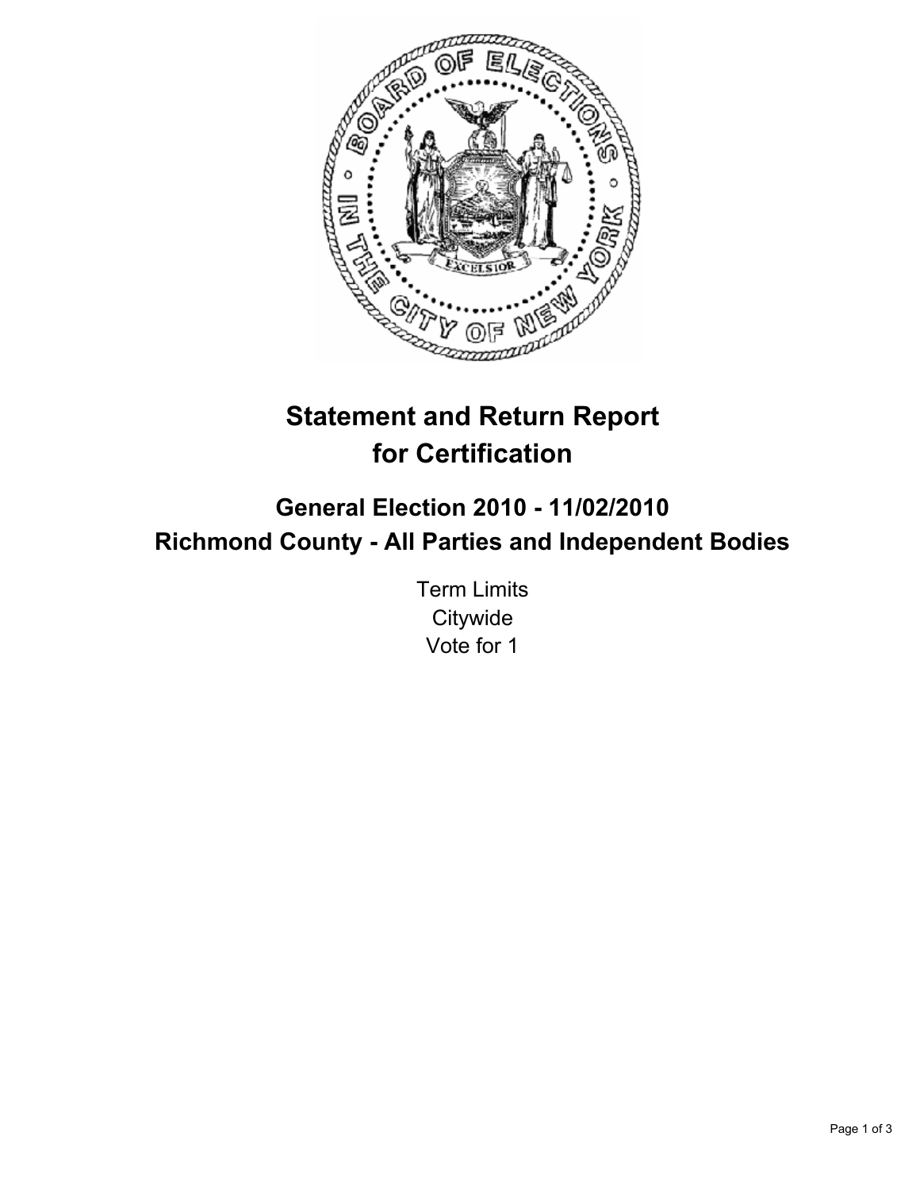# Statement and Return Report for Certification

## General Election 2010 - 11/02/2010
## Richmond County - All Parties and Independent Bodies

Term Limits
Citywide
Vote for 1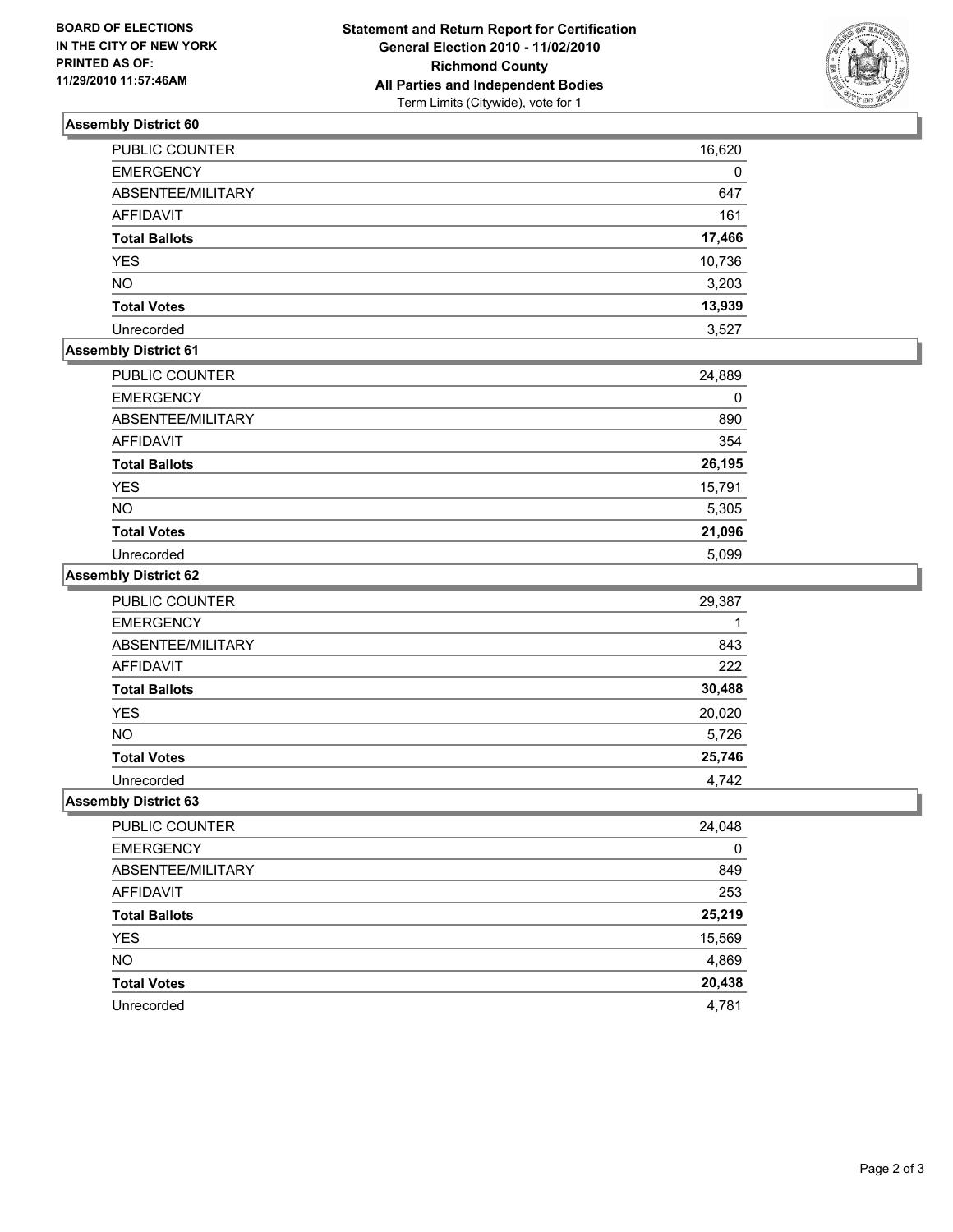**BOARD OF ELECTIONS IN THE CITY OF NEW YORK PRINTED AS OF: 11/29/2010 11:57:46AM**

**Statement and Return Report for Certification**
**General Election 2010 - 11/02/2010**
**Richmond County**
**All Parties and Independent Bodies**
Term Limits (Citywide), vote for 1

### Assembly District 60

| | |
|---|---|
| PUBLIC COUNTER | 16,620 |
| EMERGENCY | 0 |
| ABSENTEE/MILITARY | 647 |
| AFFIDAVIT | 161 |
| **Total Ballots** | **17,466** |
| YES | 10,736 |
| NO | 3,203 |
| **Total Votes** | **13,939** |
| Unrecorded | 3,527 |

### Assembly District 61

| | |
|---|---|
| PUBLIC COUNTER | 24,889 |
| EMERGENCY | 0 |
| ABSENTEE/MILITARY | 890 |
| AFFIDAVIT | 354 |
| **Total Ballots** | **26,195** |
| YES | 15,791 |
| NO | 5,305 |
| **Total Votes** | **21,096** |
| Unrecorded | 5,099 |

### Assembly District 62

| | |
|---|---|
| PUBLIC COUNTER | 29,387 |
| EMERGENCY | 1 |
| ABSENTEE/MILITARY | 843 |
| AFFIDAVIT | 222 |
| **Total Ballots** | **30,488** |
| YES | 20,020 |
| NO | 5,726 |
| **Total Votes** | **25,746** |
| Unrecorded | 4,742 |

### Assembly District 63

| | |
|---|---|
| PUBLIC COUNTER | 24,048 |
| EMERGENCY | 0 |
| ABSENTEE/MILITARY | 849 |
| AFFIDAVIT | 253 |
| **Total Ballots** | **25,219** |
| YES | 15,569 |
| NO | 4,869 |
| **Total Votes** | **20,438** |
| Unrecorded | 4,781 |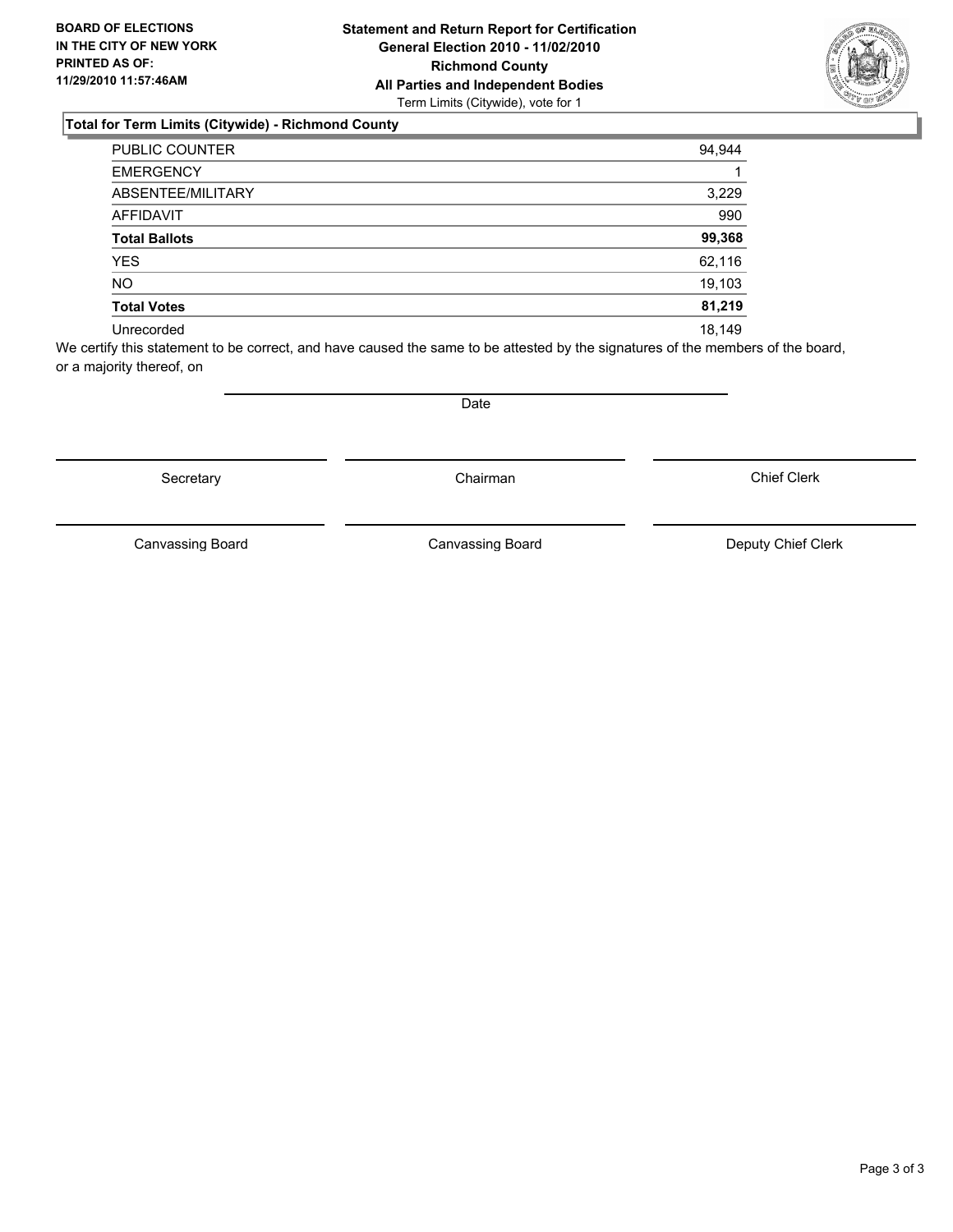**BOARD OF ELECTIONS IN THE CITY OF NEW YORK PRINTED AS OF: 11/29/2010 11:57:46AM**

**Statement and Return Report for Certification**
**General Election 2010 - 11/02/2010**
**Richmond County**
**All Parties and Independent Bodies**
Term Limits (Citywide), vote for 1

**Total for Term Limits (Citywide) - Richmond County**

| | |
|---|---|
| PUBLIC COUNTER | 94,944 |
| EMERGENCY | 1 |
| ABSENTEE/MILITARY | 3,229 |
| AFFIDAVIT | 990 |
| **Total Ballots** | **99,368** |
| YES | 62,116 |
| NO | 19,103 |
| **Total Votes** | **81,219** |
| Unrecorded | 18,149 |

We certify this statement to be correct, and have caused the same to be attested by the signatures of the members of the board, or a majority thereof, on

Date

Secretary | Chairman | Chief Clerk

Canvassing Board | Canvassing Board | Deputy Chief Clerk